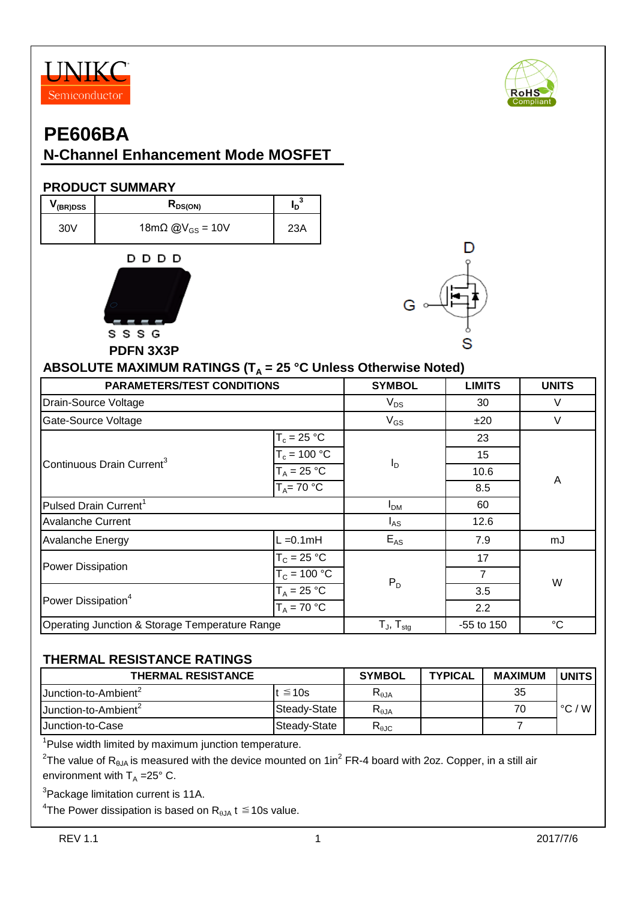UNIKC Semiconductor

# PE606BA

## N-Channel Enhancement Mode MOSFET

### PRODUCT SUMMARY

| $V_{(BR)DSS}$ | $R_{DS(ON)}$ | $I_D$[3] |
|---|---|---|
| 30V | 18mΩ @$V_{GS}$ = 10V | 23A |

D D D D

S S S G

PDFN 3X3P

### ABSOLUTE MAXIMUM RATINGS ($T_A$ = 25 °C Unless Otherwise Noted)

| PARAMETERS/TEST CONDITIONS | | SYMBOL | LIMITS | UNITS |
|---|---|---|---|---|
| Drain-Source Voltage | | $V_{DS}$ | 30 | V |
| Gate-Source Voltage | | $V_{GS}$ | ±20 | V |
| Continuous Drain Current[3] | $T_c$ = 25 °C | $I_D$ | 23 | A |
| | $T_c$ = 100 °C | | 15 | |
| | $T_A$ = 25 °C | | 10.6 | |
| | $T_A$= 70 °C | | 8.5 | |
| Pulsed Drain Current[1] | | $I_{DM}$ | 60 | |
| Avalanche Current | | $I_{AS}$ | 12.6 | |
| Avalanche Energy | L =0.1mH | $E_{AS}$ | 7.9 | mJ |
| Power Dissipation | $T_C$ = 25 °C | $P_D$ | 17 | W |
| | $T_C$ = 100 °C | | 7 | |
| Power Dissipation[4] | $T_A$ = 25 °C | | 3.5 | |
| | $T_A$ = 70 °C | | 2.2 | |
| Operating Junction & Storage Temperature Range | | $T_J$, $T_{stg}$ | -55 to 150 | °C |

### THERMAL RESISTANCE RATINGS

| THERMAL RESISTANCE | | SYMBOL | TYPICAL | MAXIMUM | UNITS |
|---|---|---|---|---|---|
| Junction-to-Ambient[2] | t ≦10s | $R_{\theta JA}$ | | 35 | °C / W |
| Junction-to-Ambient[2] | Steady-State | $R_{\theta JA}$ | | 70 | |
| Junction-to-Case | Steady-State | $R_{\theta JC}$ | | 7 | |

[1]Pulse width limited by maximum junction temperature.

[2]The value of $R_{\theta JA}$ is measured with the device mounted on 1in$^2$ FR-4 board with 2oz. Copper, in a still air environment with $T_A$ =25° C.

[3]Package limitation current is 11A.

[4]The Power dissipation is based on $R_{\theta JA}$ t ≦10s value.

REV 1.1 2017/7/6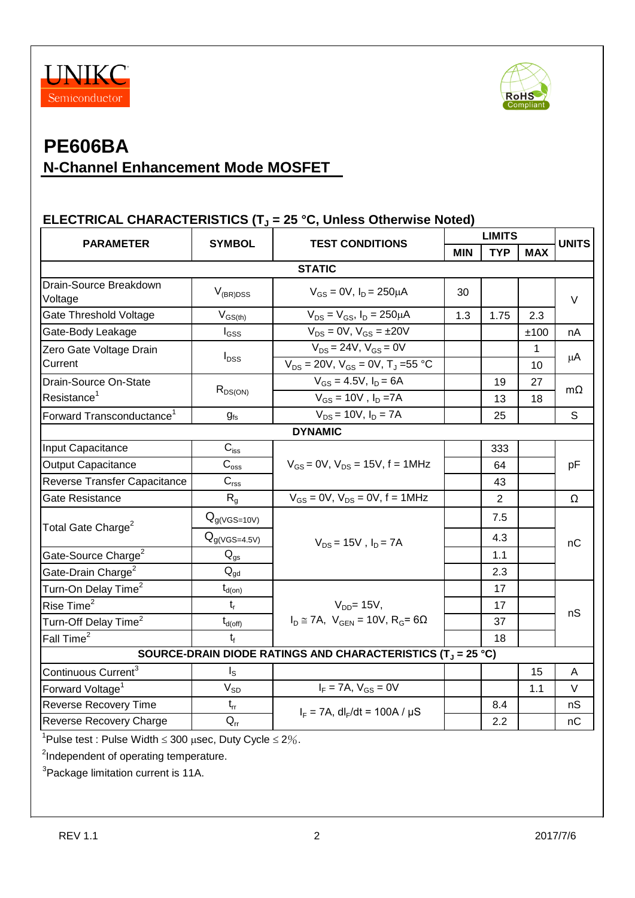UNIKC Semiconductor

RoHS Compliant

# PE606BA

## N-Channel Enhancement Mode MOSFET

### ELECTRICAL CHARACTERISTICS ($T_J$ = 25 °C, Unless Otherwise Noted)

| PARAMETER | SYMBOL | TEST CONDITIONS | LIMITS MIN | LIMITS TYP | LIMITS MAX | UNITS |
|---|---|---|---|---|---|---|
| **STATIC** | | | | | | |
| Drain-Source Breakdown Voltage | $V_{(BR)DSS}$ | $V_{GS}$ = 0V, $I_D$ = 250μA | 30 | | | V |
| Gate Threshold Voltage | $V_{GS(th)}$ | $V_{DS}$ = $V_{GS}$, $I_D$ = 250μA | 1.3 | 1.75 | 2.3 | V |
| Gate-Body Leakage | $I_{GSS}$ | $V_{DS}$ = 0V, $V_{GS}$ = ±20V | | | ±100 | nA |
| Zero Gate Voltage Drain Current | $I_{DSS}$ | $V_{DS}$ = 24V, $V_{GS}$ = 0V | | | 1 | μA |
| | | $V_{DS}$ = 20V, $V_{GS}$ = 0V, $T_J$ =55 °C | | | 10 | |
| Drain-Source On-State Resistance[1] | $R_{DS(ON)}$ | $V_{GS}$ = 4.5V, $I_D$ = 6A | | 19 | 27 | mΩ |
| | | $V_{GS}$ = 10V , $I_D$ =7A | | 13 | 18 | |
| Forward Transconductance[1] | $g_{fs}$ | $V_{DS}$ = 10V, $I_D$ = 7A | | 25 | | S |
| **DYNAMIC** | | | | | | |
| Input Capacitance | $C_{iss}$ | $V_{GS}$ = 0V, $V_{DS}$ = 15V, f = 1MHz | | 333 | | pF |
| Output Capacitance | $C_{oss}$ | | | 64 | | |
| Reverse Transfer Capacitance | $C_{rss}$ | | | 43 | | |
| Gate Resistance | $R_g$ | $V_{GS}$ = 0V, $V_{DS}$ = 0V, f = 1MHz | | 2 | | Ω |
| Total Gate Charge[2] | $Q_{g(VGS=10V)}$ | $V_{DS}$ = 15V , $I_D$ = 7A | | 7.5 | | nC |
| | $Q_{g(VGS=4.5V)}$ | | | 4.3 | | |
| Gate-Source Charge[2] | $Q_{gs}$ | | | 1.1 | | |
| Gate-Drain Charge[2] | $Q_{gd}$ | | | 2.3 | | |
| Turn-On Delay Time[2] | $t_{d(on)}$ | $V_{DD}$= 15V, $I_D \cong$ 7A, $V_{GEN}$ = 10V, $R_G$= 6Ω | | 17 | | nS |
| Rise Time[2] | $t_r$ | | | 17 | | |
| Turn-Off Delay Time[2] | $t_{d(off)}$ | | | 37 | | |
| Fall Time[2] | $t_f$ | | | 18 | | |
| **SOURCE-DRAIN DIODE RATINGS AND CHARACTERISTICS ($T_J$ = 25 °C)** | | | | | | |
| Continuous Current[3] | $I_S$ | | | | 15 | A |
| Forward Voltage[1] | $V_{SD}$ | $I_F$ = 7A, $V_{GS}$ = 0V | | | 1.1 | V |
| Reverse Recovery Time | $t_{rr}$ | $I_F$ = 7A, $dI_F/dt$ = 100A / μS | | 8.4 | | nS |
| Reverse Recovery Charge | $Q_{rr}$ | | | 2.2 | | nC |

[1]Pulse test : Pulse Width ≤ 300 μsec, Duty Cycle ≤ 2%.

[2]Independent of operating temperature.

[3]Package limitation current is 11A.

REV 1.1 2017/7/6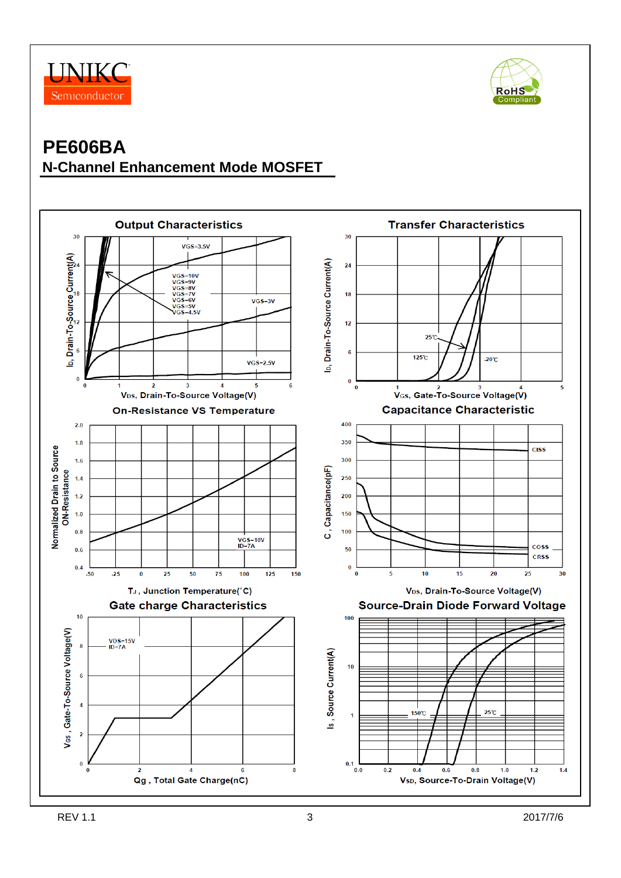# PE606BA

## N-Channel Enhancement Mode MOSFET

### Output Characteristics

$I_D$, Drain-To-Source Current(A) vs $V_{DS}$, Drain-To-Source Voltage(V)

VGS=10V, VGS=9V, VGS=8V, VGS=7V, VGS=6V, VGS=5V, VGS=4.5V, VGS=3.5V, VGS=3V, VGS=2.5V

### Transfer Characteristics

$I_D$, Drain-To-Source Current(A) vs $V_{GS}$, Gate-To-Source Voltage(V)

25℃, 125℃, -20℃

### On-Resistance VS Temperature

Normalized Drain to Source ON-Resistance vs $T_J$, Junction Temperature(°C)

VGS=10V, ID=7A

### Capacitance Characteristic

C, Capacitance(pF) vs $V_{DS}$, Drain-To-Source Voltage(V)

CISS, COSS, CRSS

### Gate charge Characteristics

$V_{GS}$, Gate-To-Source Voltage(V) vs Qg, Total Gate Charge(nC)

VDS=15V, ID=7A

### Source-Drain Diode Forward Voltage

$I_S$, Source Current(A) vs $V_{SD}$, Source-To-Drain Voltage(V)

150℃, 25℃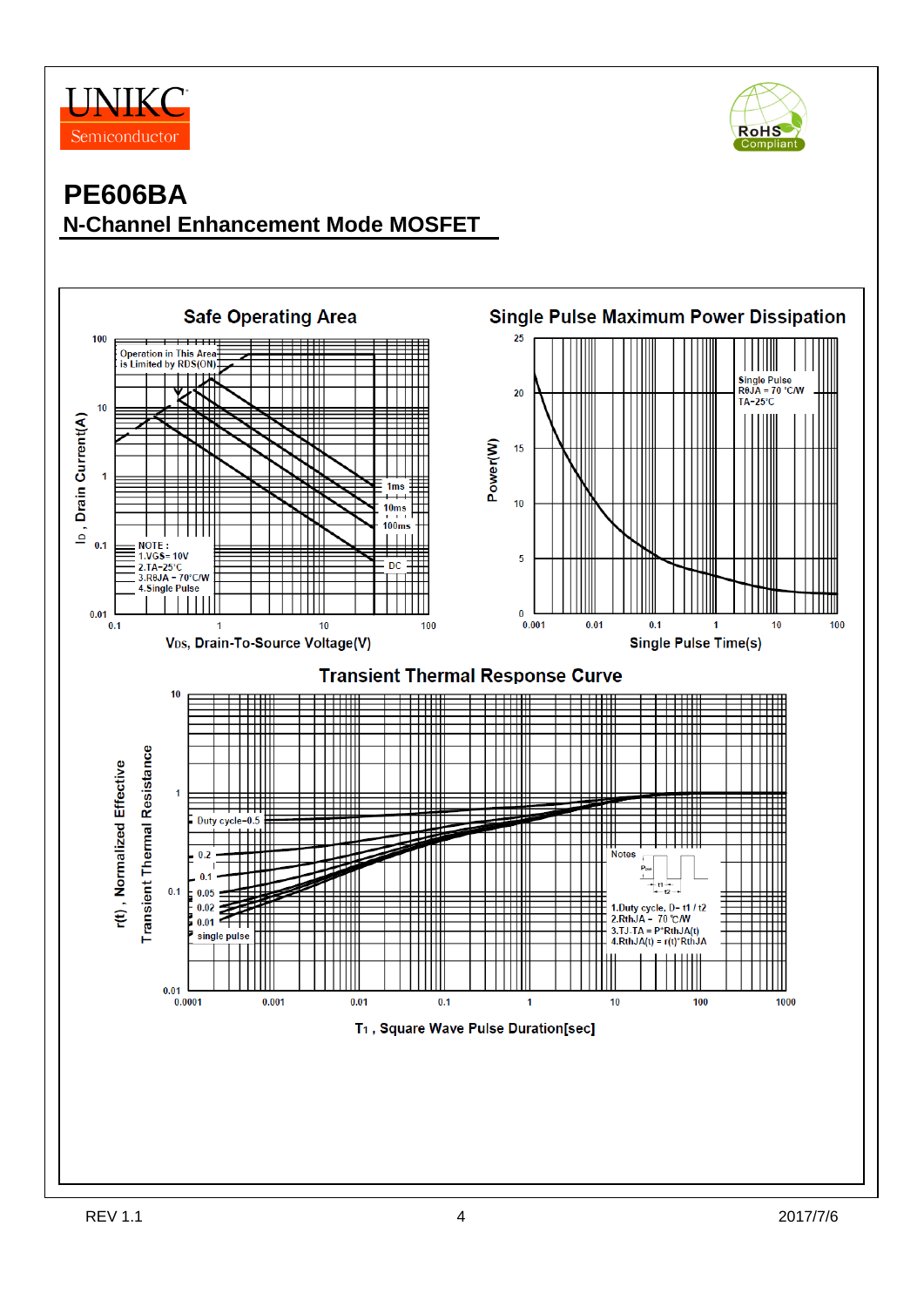# PE606BA

## N-Channel Enhancement Mode MOSFET

**Safe Operating Area**

Operation in This Area is Limited by RDS(ON)

1ms
10ms
100ms
DC

NOTE :
1.VGS= 10V
2.TA=25°C
3.RθJA = 70°C/W
4.Single Pulse

$I_D$, Drain Current(A)

$V_{DS}$, Drain-To-Source Voltage(V)

**Single Pulse Maximum Power Dissipation**

Single Pulse
RθJA = 70 °C/W
TA=25°C

Power(W)

Single Pulse Time(s)

**Transient Thermal Response Curve**

Duty cycle=0.5
0.2
0.1
0.05
0.02
0.01
single pulse

Notes
1.Duty cycle, D= t1 / t2
2.RthJA = 70 °C/W
3.TJ-TA = P*RthJA(t)
4.RthJA(t) = r(t)*RthJA

r(t) , Normalized Effective Transient Thermal Resistance

$T_1$ , Square Wave Pulse Duration[sec]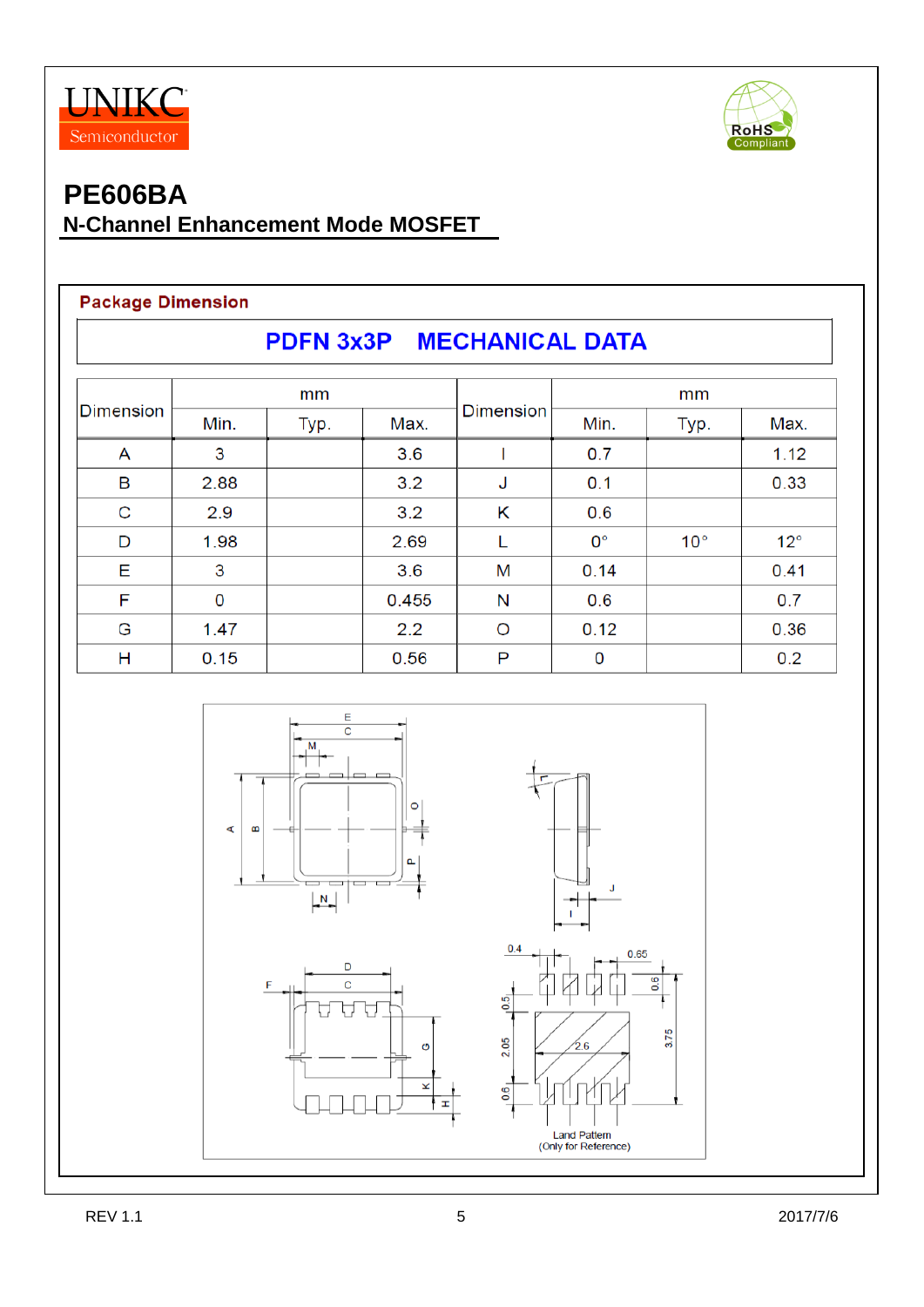UNIKC Semiconductor

# PE606BA

## N-Channel Enhancement Mode MOSFET

**Package Dimension**

### PDFN 3x3P MECHANICAL DATA

| Dimension | mm | | | Dimension | mm | | |
|---|---|---|---|---|---|---|---|
| | Min. | Typ. | Max. | | Min. | Typ. | Max. |
| A | 3 | | 3.6 | I | 0.7 | | 1.12 |
| B | 2.88 | | 3.2 | J | 0.1 | | 0.33 |
| C | 2.9 | | 3.2 | K | 0.6 | | |
| D | 1.98 | | 2.69 | L | 0° | 10° | 12° |
| E | 3 | | 3.6 | M | 0.14 | | 0.41 |
| F | 0 | | 0.455 | N | 0.6 | | 0.7 |
| G | 1.47 | | 2.2 | O | 0.12 | | 0.36 |
| H | 0.15 | | 0.56 | P | 0 | | 0.2 |

Land Pattern (Only for Reference)

REV 1.1 2017/7/6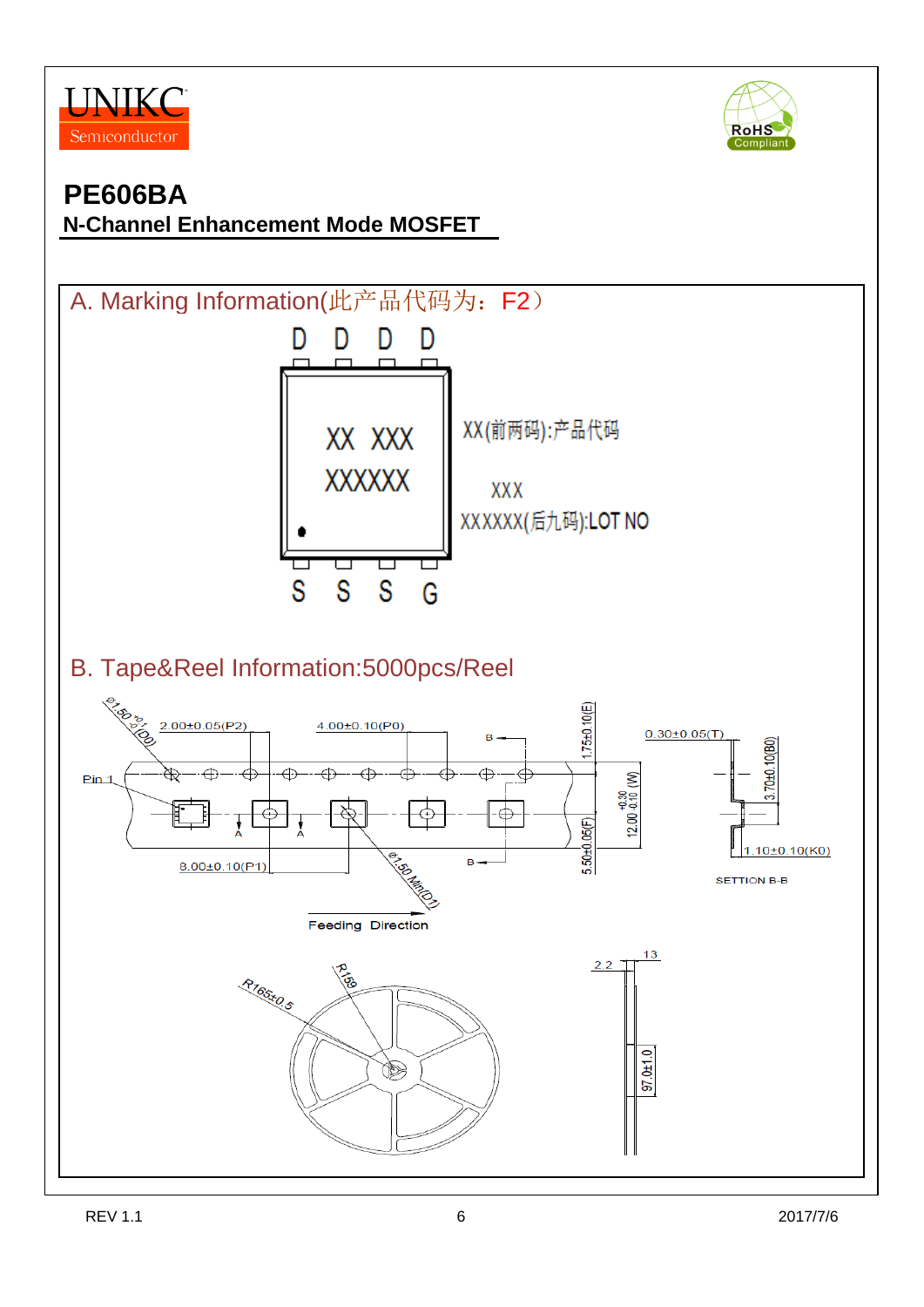# PE606BA

## N-Channel Enhancement Mode MOSFET

## A. Marking Information(此产品代码为：F2）

D D D D

XX XXX

XXXXXX

S S S G

XX(前两码):产品代码

XXX

XXXXXX(后九码):LOT NO

## B. Tape&Reel Information:5000pcs/Reel

Ø1.50 +0.1/-0 (D0)

2.00±0.05(P2)

4.00±0.10(P0)

1.75±0.10(E)

0.30±0.05(T)

3.70±0.10(B0)

Pin 1

12.00 +0.30/-0.10 (W)

5.50±0.05(F)

8.00±0.10(P1)

Ø1.50 Min(D1)

1.10±0.10(K0)

SETTION B-B

Feeding Direction

R165±0.5

R159

2.2

13

97.0±1.0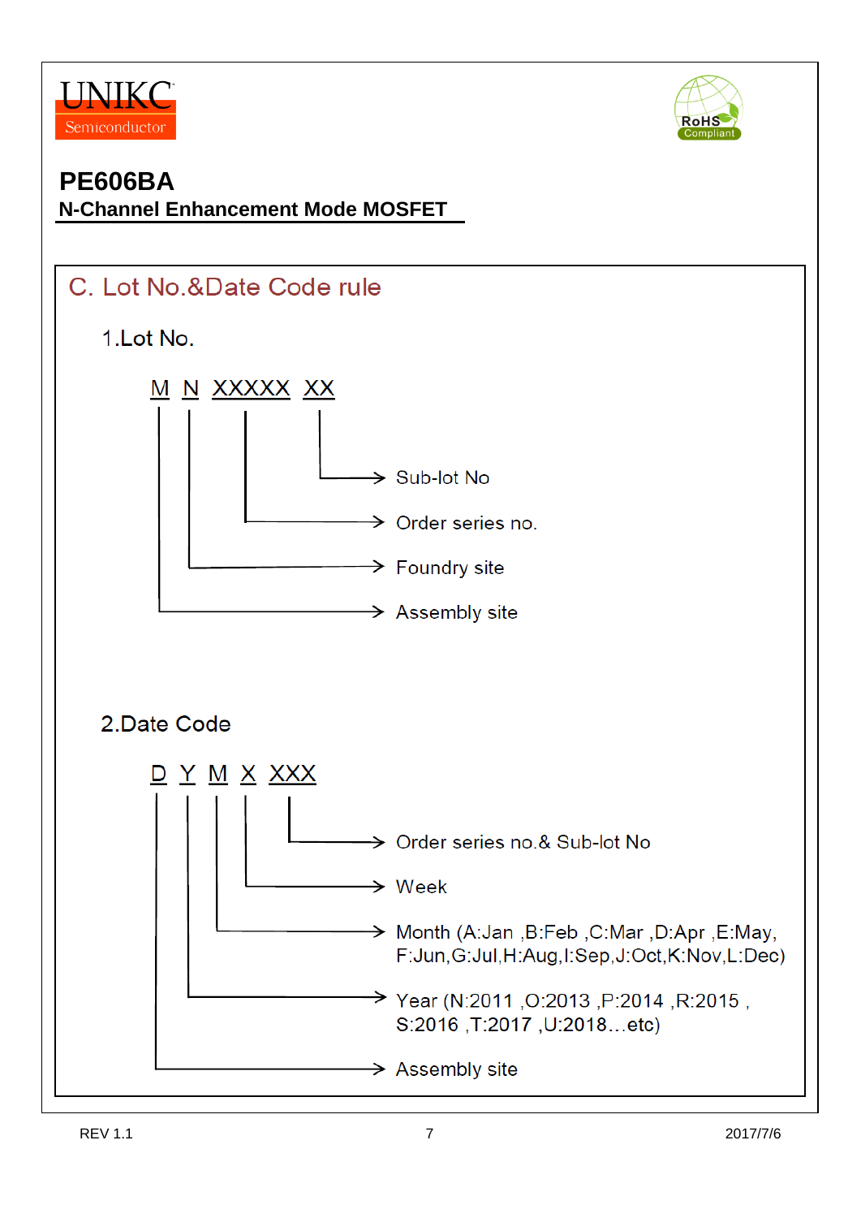UNIKC Semiconductor

# PE606BA

**N-Channel Enhancement Mode MOSFET**

## C. Lot No.&Date Code rule

### 1.Lot No.

M N XXXXX XX

- XX → Sub-lot No
- XXXXX → Order series no.
- N → Foundry site
- M → Assembly site

### 2.Date Code

D Y M X XXX

- XXX → Order series no.& Sub-lot No
- X → Week
- M → Month (A:Jan ,B:Feb ,C:Mar ,D:Apr ,E:May, F:Jun,G:Jul,H:Aug,I:Sep,J:Oct,K:Nov,L:Dec)
- Y → Year (N:2011 ,O:2013 ,P:2014 ,R:2015 , S:2016 ,T:2017 ,U:2018…etc)
- D → Assembly site

REV 1.1 2017/7/6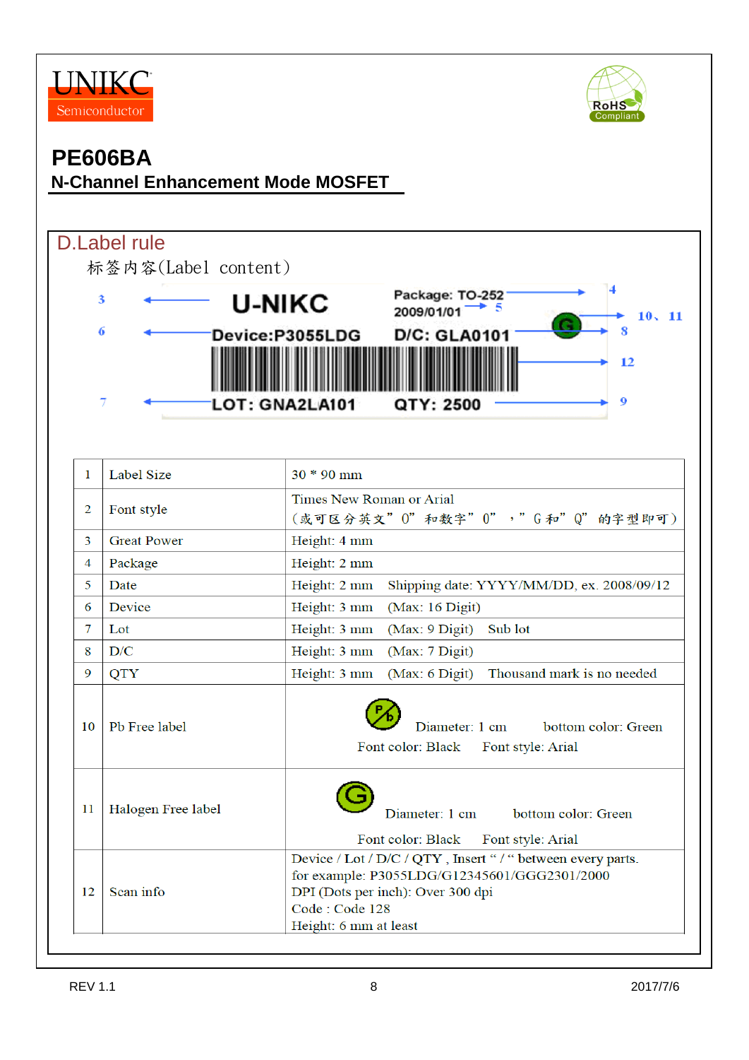UNIKC Semiconductor

# PE606BA

## N-Channel Enhancement Mode MOSFET

## D.Label rule

标签内容(Label content)

3 U-NIKC
Package: TO-252 4
2009/01/01 5
10、11
6 Device:P3055LDG
D/C: GLA0101 8
12
7 LOT: GNA2LA101
QTY: 2500 9

| | | |
|---|---|---|
| 1 | Label Size | 30 * 90 mm |
| 2 | Font style | Times New Roman or Arial<br>(或可区分英文" 0" 和数字" 0" ," G 和" Q" 的字型即可) |
| 3 | Great Power | Height: 4 mm |
| 4 | Package | Height: 2 mm |
| 5 | Date | Height: 2 mm Shipping date: YYYY/MM/DD, ex. 2008/09/12 |
| 6 | Device | Height: 3 mm (Max: 16 Digit) |
| 7 | Lot | Height: 3 mm (Max: 9 Digit) Sub lot |
| 8 | D/C | Height: 3 mm (Max: 7 Digit) |
| 9 | QTY | Height: 3 mm (Max: 6 Digit) Thousand mark is no needed |
| 10 | Pb Free label | Diameter: 1 cm bottom color: Green<br>Font color: Black Font style: Arial |
| 11 | Halogen Free label | Diameter: 1 cm bottom color: Green<br>Font color: Black Font style: Arial |
| 12 | Scan info | Device / Lot / D/C / QTY , Insert " / " between every parts.<br>for example: P3055LDG/G12345601/GGG2301/2000<br>DPI (Dots per inch): Over 300 dpi<br>Code : Code 128<br>Height: 6 mm at least |

REV 1.1 2017/7/6